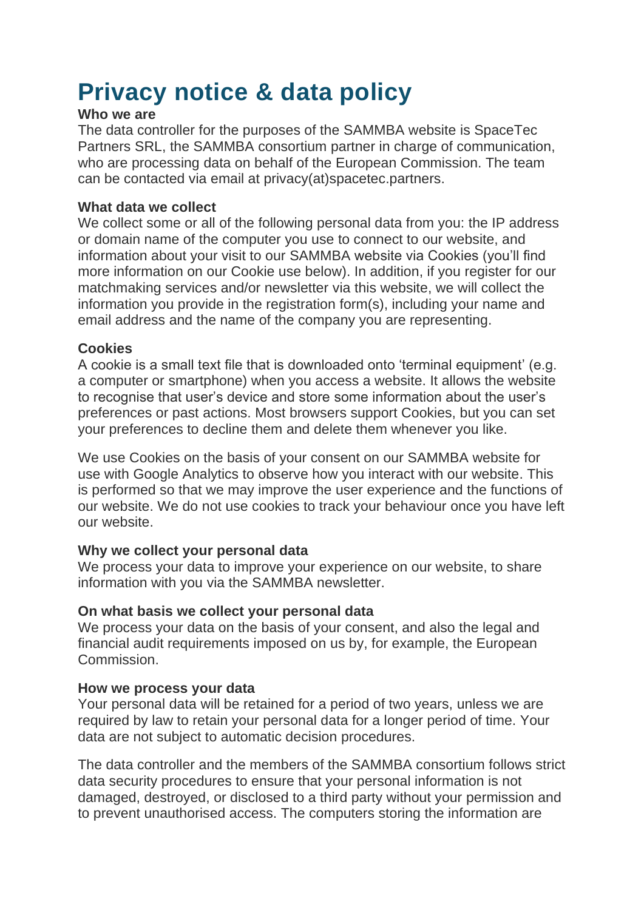# Privacy notice & data policy

**Who we are**

The data controller for the purposes of the SAMMBA website is SpaceTec Partners SRL, the SAMMBA consortium partner in charge of communication, who are processing data on behalf of the European Commission. The team can be contacted via email at privacy(at)spacetec.partners.

**What data we collect**

We collect some or all of the following personal data from you: the IP address or domain name of the computer you use to connect to our website, and information about your visit to our SAMMBA website via Cookies (you'll find more information on our Cookie use below). In addition, if you register for our matchmaking services and/or newsletter via this website, we will collect the information you provide in the registration form(s), including your name and email address and the name of the company you are representing.

**Cookies**

A cookie is a small text file that is downloaded onto 'terminal equipment' (e.g. a computer or smartphone) when you access a website. It allows the website to recognise that user's device and store some information about the user's preferences or past actions. Most browsers support Cookies, but you can set your preferences to decline them and delete them whenever you like.

We use Cookies on the basis of your consent on our SAMMBA website for use with Google Analytics to observe how you interact with our website. This is performed so that we may improve the user experience and the functions of our website. We do not use cookies to track your behaviour once you have left our website.

**Why we collect your personal data**

We process your data to improve your experience on our website, to share information with you via the SAMMBA newsletter.

**On what basis we collect your personal data**

We process your data on the basis of your consent, and also the legal and financial audit requirements imposed on us by, for example, the European Commission.

**How we process your data**

Your personal data will be retained for a period of two years, unless we are required by law to retain your personal data for a longer period of time. Your data are not subject to automatic decision procedures.

The data controller and the members of the SAMMBA consortium follows strict data security procedures to ensure that your personal information is not damaged, destroyed, or disclosed to a third party without your permission and to prevent unauthorised access. The computers storing the information are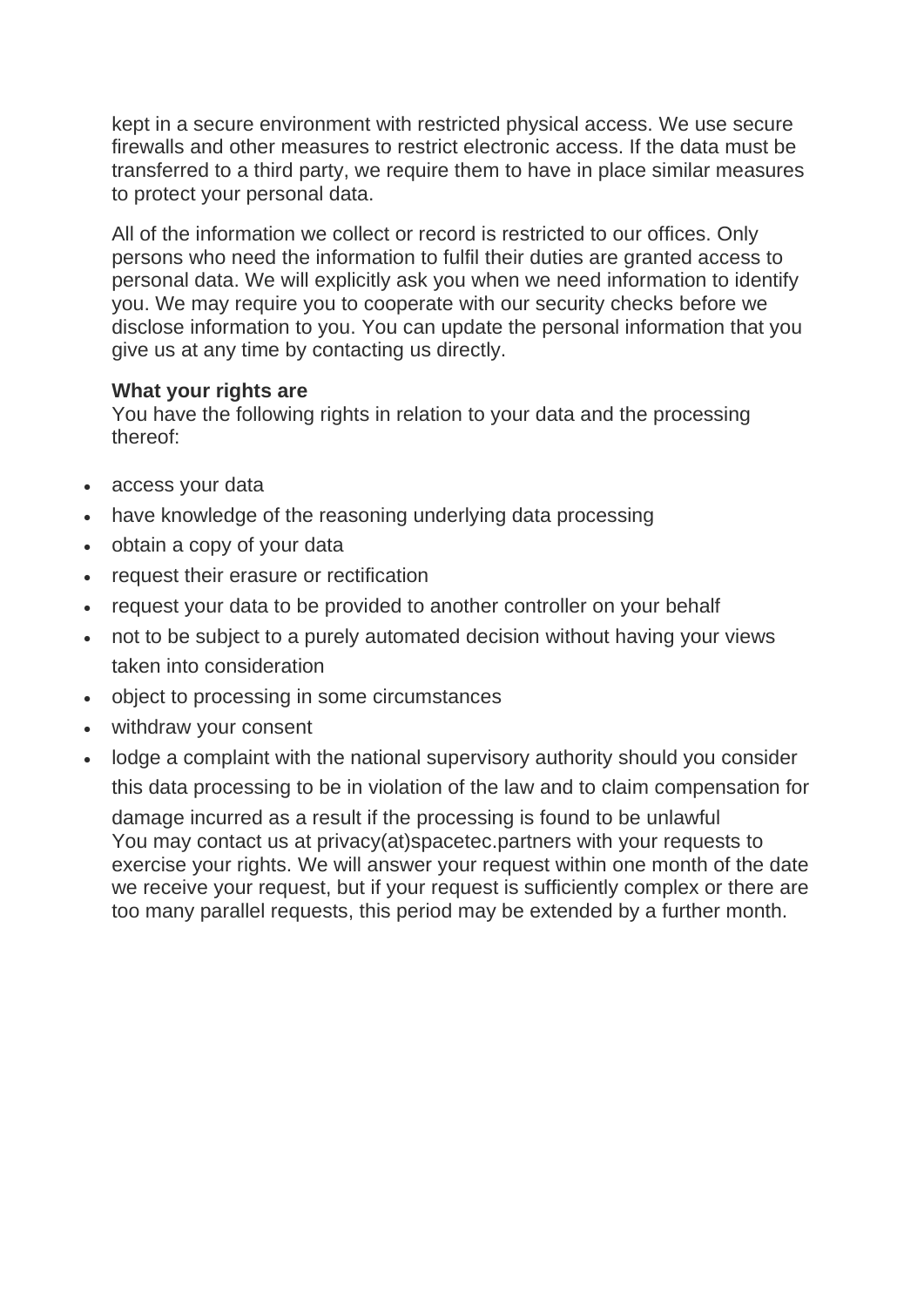kept in a secure environment with restricted physical access. We use secure firewalls and other measures to restrict electronic access. If the data must be transferred to a third party, we require them to have in place similar measures to protect your personal data.

All of the information we collect or record is restricted to our offices. Only persons who need the information to fulfil their duties are granted access to personal data. We will explicitly ask you when we need information to identify you. We may require you to cooperate with our security checks before we disclose information to you. You can update the personal information that you give us at any time by contacting us directly.

**What your rights are**
You have the following rights in relation to your data and the processing thereof:

- access your data
- have knowledge of the reasoning underlying data processing
- obtain a copy of your data
- request their erasure or rectification
- request your data to be provided to another controller on your behalf
- not to be subject to a purely automated decision without having your views taken into consideration
- object to processing in some circumstances
- withdraw your consent
- lodge a complaint with the national supervisory authority should you consider this data processing to be in violation of the law and to claim compensation for damage incurred as a result if the processing is found to be unlawful

You may contact us at privacy(at)spacetec.partners with your requests to exercise your rights. We will answer your request within one month of the date we receive your request, but if your request is sufficiently complex or there are too many parallel requests, this period may be extended by a further month.